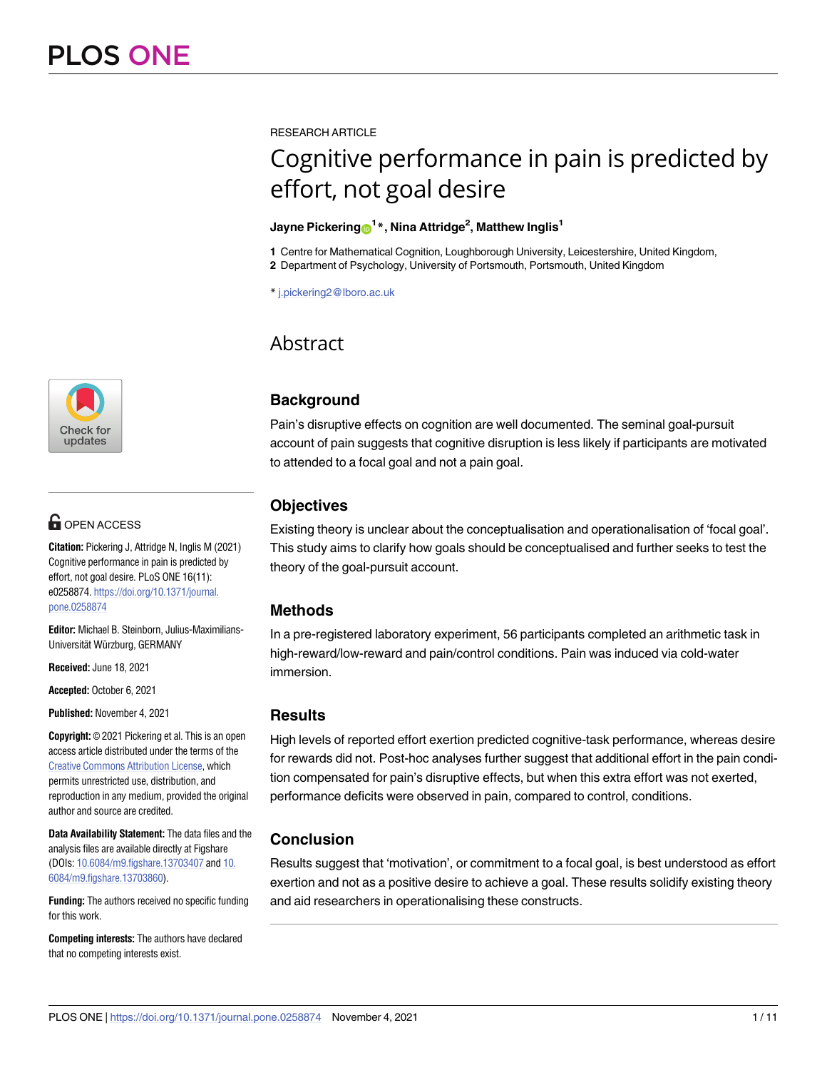RESEARCH ARTICLE

# Cognitive performance in pain is predicted by effort, not goal desire

**Jayne Pickering[1]*, Nina Attridge[2], Matthew Inglis[1]**

**1** Centre for Mathematical Cognition, Loughborough University, Leicestershire, United Kingdom, **2** Department of Psychology, University of Portsmouth, Portsmouth, United Kingdom

* j.pickering2@lboro.ac.uk

## Abstract

### Background

Pain's disruptive effects on cognition are well documented. The seminal goal-pursuit account of pain suggests that cognitive disruption is less likely if participants are motivated to attended to a focal goal and not a pain goal.

### Objectives

Existing theory is unclear about the conceptualisation and operationalisation of 'focal goal'. This study aims to clarify how goals should be conceptualised and further seeks to test the theory of the goal-pursuit account.

### Methods

In a pre-registered laboratory experiment, 56 participants completed an arithmetic task in high-reward/low-reward and pain/control conditions. Pain was induced via cold-water immersion.

### Results

High levels of reported effort exertion predicted cognitive-task performance, whereas desire for rewards did not. Post-hoc analyses further suggest that additional effort in the pain condition compensated for pain's disruptive effects, but when this extra effort was not exerted, performance deficits were observed in pain, compared to control, conditions.

### Conclusion

Results suggest that 'motivation', or commitment to a focal goal, is best understood as effort exertion and not as a positive desire to achieve a goal. These results solidify existing theory and aid researchers in operationalising these constructs.

OPEN ACCESS

**Citation:** Pickering J, Attridge N, Inglis M (2021) Cognitive performance in pain is predicted by effort, not goal desire. PLoS ONE 16(11): e0258874. https://doi.org/10.1371/journal.pone.0258874

**Editor:** Michael B. Steinborn, Julius-Maximilians-Universität Würzburg, GERMANY

**Received:** June 18, 2021

**Accepted:** October 6, 2021

**Published:** November 4, 2021

**Copyright:** © 2021 Pickering et al. This is an open access article distributed under the terms of the Creative Commons Attribution License, which permits unrestricted use, distribution, and reproduction in any medium, provided the original author and source are credited.

**Data Availability Statement:** The data files and the analysis files are available directly at Figshare (DOIs: 10.6084/m9.figshare.13703407 and 10.6084/m9.figshare.13703860).

**Funding:** The authors received no specific funding for this work.

**Competing interests:** The authors have declared that no competing interests exist.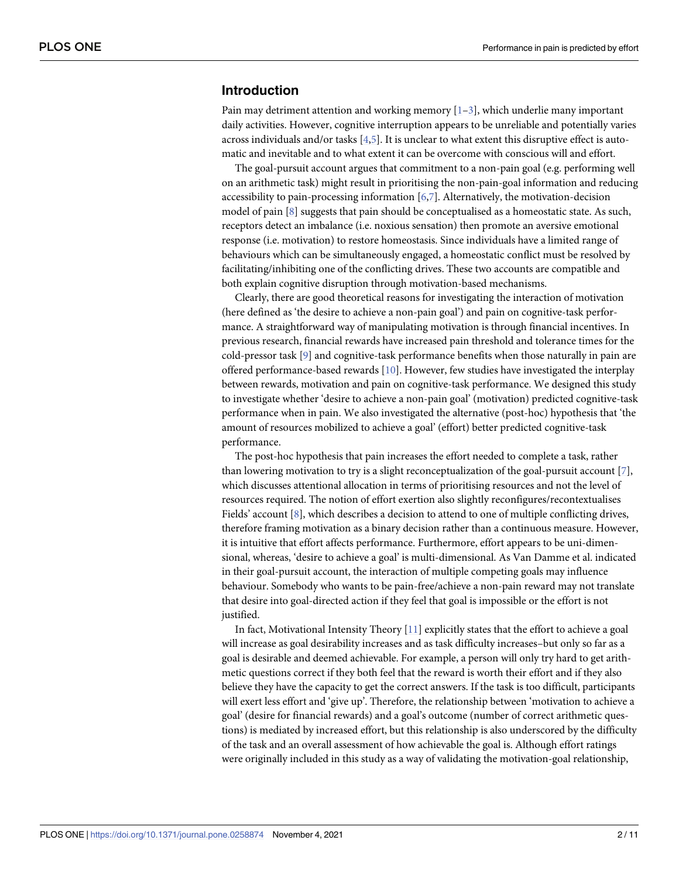## Introduction

Pain may detriment attention and working memory [1–3], which underlie many important daily activities. However, cognitive interruption appears to be unreliable and potentially varies across individuals and/or tasks [4,5]. It is unclear to what extent this disruptive effect is automatic and inevitable and to what extent it can be overcome with conscious will and effort.

The goal-pursuit account argues that commitment to a non-pain goal (e.g. performing well on an arithmetic task) might result in prioritising the non-pain-goal information and reducing accessibility to pain-processing information [6,7]. Alternatively, the motivation-decision model of pain [8] suggests that pain should be conceptualised as a homeostatic state. As such, receptors detect an imbalance (i.e. noxious sensation) then promote an aversive emotional response (i.e. motivation) to restore homeostasis. Since individuals have a limited range of behaviours which can be simultaneously engaged, a homeostatic conflict must be resolved by facilitating/inhibiting one of the conflicting drives. These two accounts are compatible and both explain cognitive disruption through motivation-based mechanisms.

Clearly, there are good theoretical reasons for investigating the interaction of motivation (here defined as 'the desire to achieve a non-pain goal') and pain on cognitive-task performance. A straightforward way of manipulating motivation is through financial incentives. In previous research, financial rewards have increased pain threshold and tolerance times for the cold-pressor task [9] and cognitive-task performance benefits when those naturally in pain are offered performance-based rewards [10]. However, few studies have investigated the interplay between rewards, motivation and pain on cognitive-task performance. We designed this study to investigate whether 'desire to achieve a non-pain goal' (motivation) predicted cognitive-task performance when in pain. We also investigated the alternative (post-hoc) hypothesis that 'the amount of resources mobilized to achieve a goal' (effort) better predicted cognitive-task performance.

The post-hoc hypothesis that pain increases the effort needed to complete a task, rather than lowering motivation to try is a slight reconceptualization of the goal-pursuit account [7], which discusses attentional allocation in terms of prioritising resources and not the level of resources required. The notion of effort exertion also slightly reconfigures/recontextualises Fields' account [8], which describes a decision to attend to one of multiple conflicting drives, therefore framing motivation as a binary decision rather than a continuous measure. However, it is intuitive that effort affects performance. Furthermore, effort appears to be uni-dimensional, whereas, 'desire to achieve a goal' is multi-dimensional. As Van Damme et al. indicated in their goal-pursuit account, the interaction of multiple competing goals may influence behaviour. Somebody who wants to be pain-free/achieve a non-pain reward may not translate that desire into goal-directed action if they feel that goal is impossible or the effort is not justified.

In fact, Motivational Intensity Theory [11] explicitly states that the effort to achieve a goal will increase as goal desirability increases and as task difficulty increases–but only so far as a goal is desirable and deemed achievable. For example, a person will only try hard to get arithmetic questions correct if they both feel that the reward is worth their effort and if they also believe they have the capacity to get the correct answers. If the task is too difficult, participants will exert less effort and 'give up'. Therefore, the relationship between 'motivation to achieve a goal' (desire for financial rewards) and a goal's outcome (number of correct arithmetic questions) is mediated by increased effort, but this relationship is also underscored by the difficulty of the task and an overall assessment of how achievable the goal is. Although effort ratings were originally included in this study as a way of validating the motivation-goal relationship,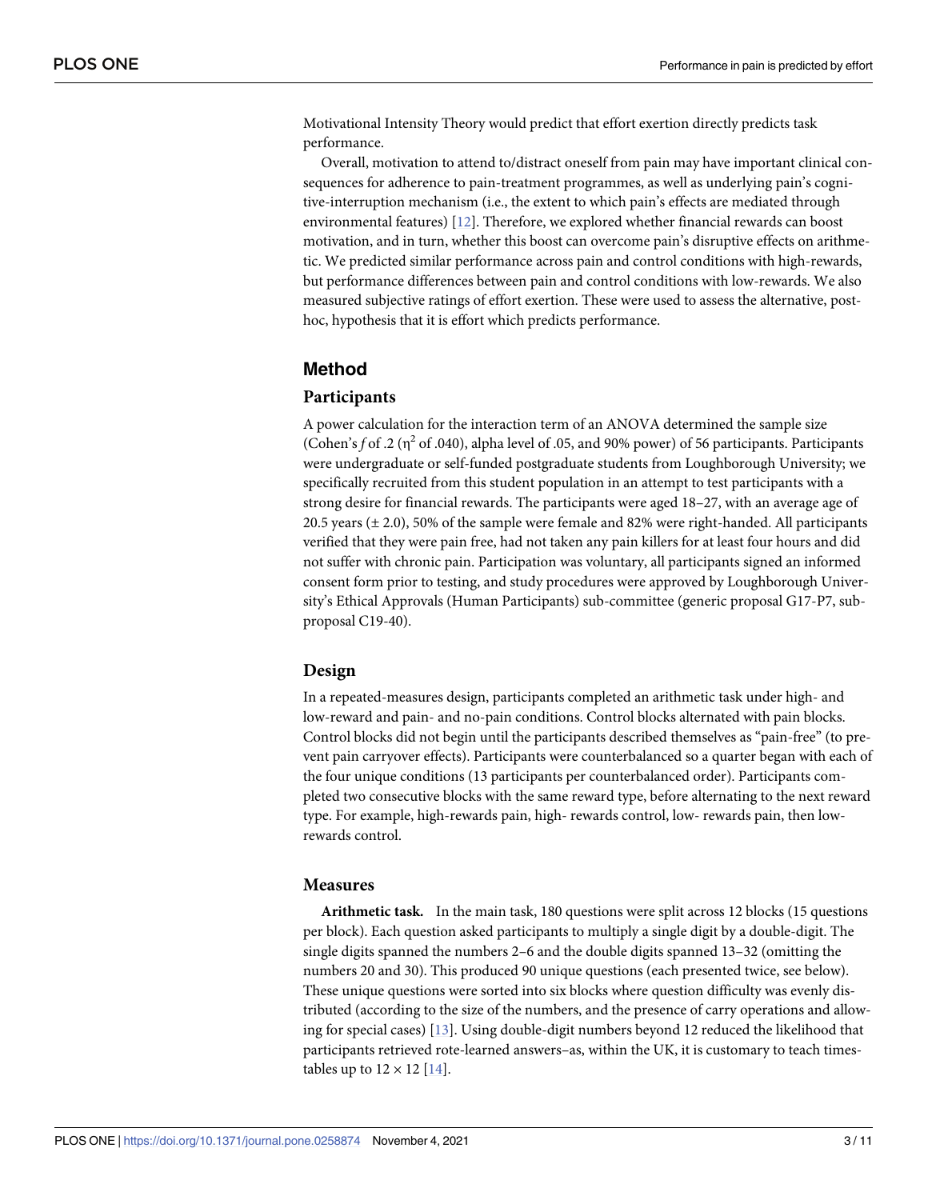Motivational Intensity Theory would predict that effort exertion directly predicts task performance.

Overall, motivation to attend to/distract oneself from pain may have important clinical consequences for adherence to pain-treatment programmes, as well as underlying pain's cognitive-interruption mechanism (i.e., the extent to which pain's effects are mediated through environmental features) [12]. Therefore, we explored whether financial rewards can boost motivation, and in turn, whether this boost can overcome pain's disruptive effects on arithmetic. We predicted similar performance across pain and control conditions with high-rewards, but performance differences between pain and control conditions with low-rewards. We also measured subjective ratings of effort exertion. These were used to assess the alternative, post-hoc, hypothesis that it is effort which predicts performance.

## Method

### Participants

A power calculation for the interaction term of an ANOVA determined the sample size (Cohen's $f$ of .2 ($\eta^2$ of .040), alpha level of .05, and 90% power) of 56 participants. Participants were undergraduate or self-funded postgraduate students from Loughborough University; we specifically recruited from this student population in an attempt to test participants with a strong desire for financial rewards. The participants were aged 18–27, with an average age of 20.5 years ($\pm$ 2.0), 50% of the sample were female and 82% were right-handed. All participants verified that they were pain free, had not taken any pain killers for at least four hours and did not suffer with chronic pain. Participation was voluntary, all participants signed an informed consent form prior to testing, and study procedures were approved by Loughborough University's Ethical Approvals (Human Participants) sub-committee (generic proposal G17-P7, sub-proposal C19-40).

### Design

In a repeated-measures design, participants completed an arithmetic task under high- and low-reward and pain- and no-pain conditions. Control blocks alternated with pain blocks. Control blocks did not begin until the participants described themselves as "pain-free" (to prevent pain carryover effects). Participants were counterbalanced so a quarter began with each of the four unique conditions (13 participants per counterbalanced order). Participants completed two consecutive blocks with the same reward type, before alternating to the next reward type. For example, high-rewards pain, high- rewards control, low- rewards pain, then low-rewards control.

### Measures

**Arithmetic task.** In the main task, 180 questions were split across 12 blocks (15 questions per block). Each question asked participants to multiply a single digit by a double-digit. The single digits spanned the numbers 2–6 and the double digits spanned 13–32 (omitting the numbers 20 and 30). This produced 90 unique questions (each presented twice, see below). These unique questions were sorted into six blocks where question difficulty was evenly distributed (according to the size of the numbers, and the presence of carry operations and allowing for special cases) [13]. Using double-digit numbers beyond 12 reduced the likelihood that participants retrieved rote-learned answers–as, within the UK, it is customary to teach times-tables up to $12 \times 12$ [14].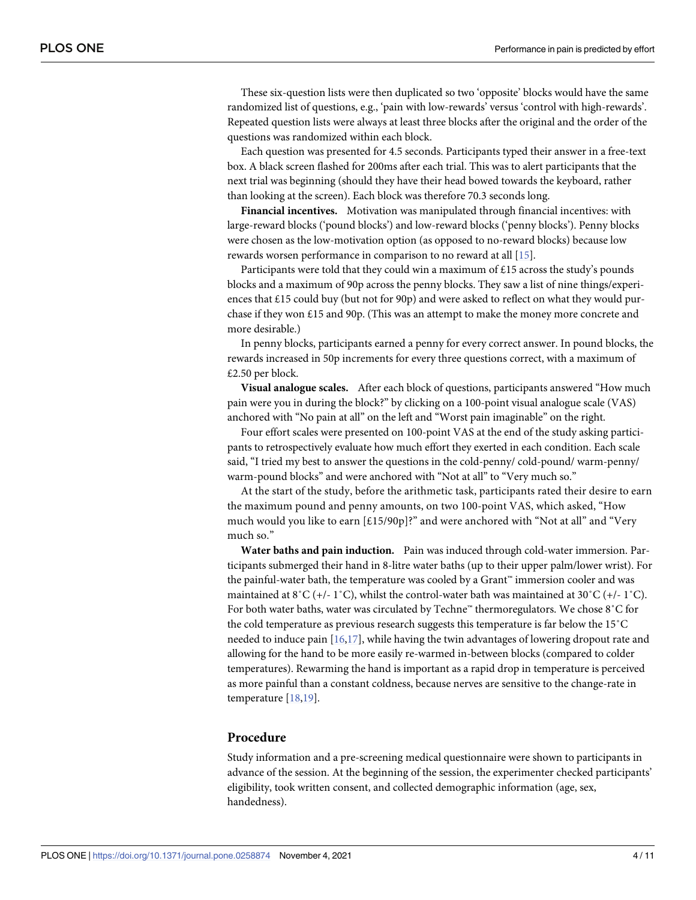These six-question lists were then duplicated so two 'opposite' blocks would have the same randomized list of questions, e.g., 'pain with low-rewards' versus 'control with high-rewards'. Repeated question lists were always at least three blocks after the original and the order of the questions was randomized within each block.

Each question was presented for 4.5 seconds. Participants typed their answer in a free-text box. A black screen flashed for 200ms after each trial. This was to alert participants that the next trial was beginning (should they have their head bowed towards the keyboard, rather than looking at the screen). Each block was therefore 70.3 seconds long.

**Financial incentives.** Motivation was manipulated through financial incentives: with large-reward blocks ('pound blocks') and low-reward blocks ('penny blocks'). Penny blocks were chosen as the low-motivation option (as opposed to no-reward blocks) because low rewards worsen performance in comparison to no reward at all [15].

Participants were told that they could win a maximum of £15 across the study's pounds blocks and a maximum of 90p across the penny blocks. They saw a list of nine things/experiences that £15 could buy (but not for 90p) and were asked to reflect on what they would purchase if they won £15 and 90p. (This was an attempt to make the money more concrete and more desirable.)

In penny blocks, participants earned a penny for every correct answer. In pound blocks, the rewards increased in 50p increments for every three questions correct, with a maximum of £2.50 per block.

**Visual analogue scales.** After each block of questions, participants answered "How much pain were you in during the block?" by clicking on a 100-point visual analogue scale (VAS) anchored with "No pain at all" on the left and "Worst pain imaginable" on the right.

Four effort scales were presented on 100-point VAS at the end of the study asking participants to retrospectively evaluate how much effort they exerted in each condition. Each scale said, "I tried my best to answer the questions in the cold-penny/ cold-pound/ warm-penny/ warm-pound blocks" and were anchored with "Not at all" to "Very much so."

At the start of the study, before the arithmetic task, participants rated their desire to earn the maximum pound and penny amounts, on two 100-point VAS, which asked, "How much would you like to earn [£15/90p]?" and were anchored with "Not at all" and "Very much so."

**Water baths and pain induction.** Pain was induced through cold-water immersion. Participants submerged their hand in 8-litre water baths (up to their upper palm/lower wrist). For the painful-water bath, the temperature was cooled by a Grant™ immersion cooler and was maintained at 8˚C (+/- 1˚C), whilst the control-water bath was maintained at 30˚C (+/- 1˚C). For both water baths, water was circulated by Techne™ thermoregulators. We chose 8˚C for the cold temperature as previous research suggests this temperature is far below the 15˚C needed to induce pain [16,17], while having the twin advantages of lowering dropout rate and allowing for the hand to be more easily re-warmed in-between blocks (compared to colder temperatures). Rewarming the hand is important as a rapid drop in temperature is perceived as more painful than a constant coldness, because nerves are sensitive to the change-rate in temperature [18,19].

## Procedure

Study information and a pre-screening medical questionnaire were shown to participants in advance of the session. At the beginning of the session, the experimenter checked participants' eligibility, took written consent, and collected demographic information (age, sex, handedness).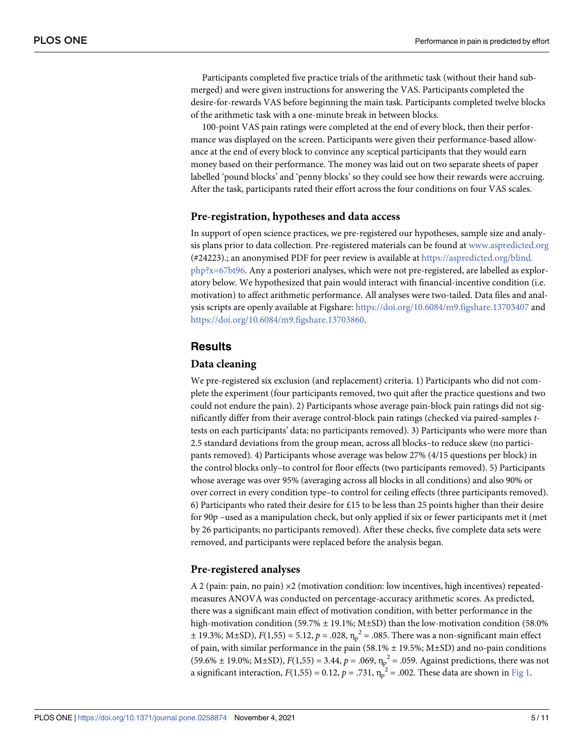Participants completed five practice trials of the arithmetic task (without their hand submerged) and were given instructions for answering the VAS. Participants completed the desire-for-rewards VAS before beginning the main task. Participants completed twelve blocks of the arithmetic task with a one-minute break in between blocks.

100-point VAS pain ratings were completed at the end of every block, then their performance was displayed on the screen. Participants were given their performance-based allowance at the end of every block to convince any sceptical participants that they would earn money based on their performance. The money was laid out on two separate sheets of paper labelled 'pound blocks' and 'penny blocks' so they could see how their rewards were accruing. After the task, participants rated their effort across the four conditions on four VAS scales.

### Pre-registration, hypotheses and data access

In support of open science practices, we pre-registered our hypotheses, sample size and analysis plans prior to data collection. Pre-registered materials can be found at www.aspredicted.org (#24223).; an anonymised PDF for peer review is available at https://aspredicted.org/blind.php?x=67bt96. Any a posteriori analyses, which were not pre-registered, are labelled as exploratory below. We hypothesized that pain would interact with financial-incentive condition (i.e. motivation) to affect arithmetic performance. All analyses were two-tailed. Data files and analysis scripts are openly available at Figshare: https://doi.org/10.6084/m9.figshare.13703407 and https://doi.org/10.6084/m9.figshare.13703860.

## Results

### Data cleaning

We pre-registered six exclusion (and replacement) criteria. 1) Participants who did not complete the experiment (four participants removed, two quit after the practice questions and two could not endure the pain). 2) Participants whose average pain-block pain ratings did not significantly differ from their average control-block pain ratings (checked via paired-samples *t*-tests on each participants' data; no participants removed). 3) Participants who were more than 2.5 standard deviations from the group mean, across all blocks–to reduce skew (no participants removed). 4) Participants whose average was below 27% (4/15 questions per block) in the control blocks only–to control for floor effects (two participants removed). 5) Participants whose average was over 95% (averaging across all blocks in all conditions) and also 90% or over correct in every condition type–to control for ceiling effects (three participants removed). 6) Participants who rated their desire for £15 to be less than 25 points higher than their desire for 90p –used as a manipulation check, but only applied if six or fewer participants met it (met by 26 participants; no participants removed). After these checks, five complete data sets were removed, and participants were replaced before the analysis began.

### Pre-registered analyses

A 2 (pain: pain, no pain) ×2 (motivation condition: low incentives, high incentives) repeated-measures ANOVA was conducted on percentage-accuracy arithmetic scores. As predicted, there was a significant main effect of motivation condition, with better performance in the high-motivation condition (59.7% ± 19.1%; M±SD) than the low-motivation condition (58.0% ± 19.3%; M±SD), $F(1,55) = 5.12$, $p = .028$, $\eta_p^2 = .085$. There was a non-significant main effect of pain, with similar performance in the pain (58.1% ± 19.5%; M±SD) and no-pain conditions (59.6% ± 19.0%; M±SD), $F(1,55) = 3.44$, $p = .069$, $\eta_p^2 = .059$. Against predictions, there was not a significant interaction, $F(1,55) = 0.12$, $p = .731$, $\eta_p^2 = .002$. These data are shown in Fig 1.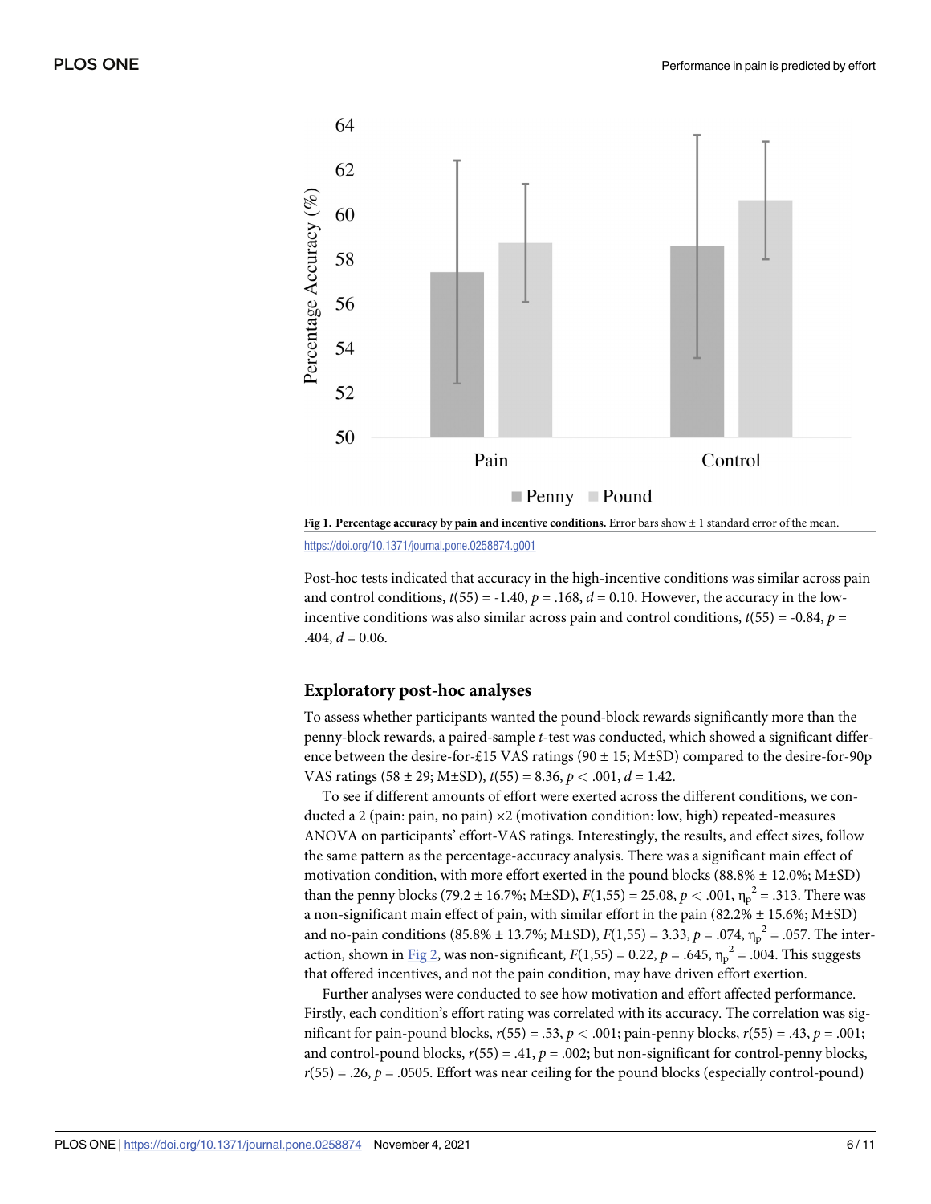**Fig 1. Percentage accuracy by pain and incentive conditions.** Error bars show ± 1 standard error of the mean.

https://doi.org/10.1371/journal.pone.0258874.g001

Post-hoc tests indicated that accuracy in the high-incentive conditions was similar across pain and control conditions, $t(55) = -1.40$, $p = .168$, $d = 0.10$. However, the accuracy in the low-incentive conditions was also similar across pain and control conditions, $t(55) = -0.84$, $p = .404$, $d = 0.06$.

## Exploratory post-hoc analyses

To assess whether participants wanted the pound-block rewards significantly more than the penny-block rewards, a paired-sample *t*-test was conducted, which showed a significant difference between the desire-for-£15 VAS ratings (90 ± 15; M±SD) compared to the desire-for-90p VAS ratings (58 ± 29; M±SD), $t(55) = 8.36$, $p < .001$, $d = 1.42$.

To see if different amounts of effort were exerted across the different conditions, we conducted a 2 (pain: pain, no pain) ×2 (motivation condition: low, high) repeated-measures ANOVA on participants' effort-VAS ratings. Interestingly, the results, and effect sizes, follow the same pattern as the percentage-accuracy analysis. There was a significant main effect of motivation condition, with more effort exerted in the pound blocks (88.8% ± 12.0%; M±SD) than the penny blocks (79.2 ± 16.7%; M±SD), $F(1,55) = 25.08$, $p < .001$, $\eta_p^2 = .313$. There was a non-significant main effect of pain, with similar effort in the pain (82.2% ± 15.6%; M±SD) and no-pain conditions (85.8% ± 13.7%; M±SD), $F(1,55) = 3.33$, $p = .074$, $\eta_p^2 = .057$. The interaction, shown in Fig 2, was non-significant, $F(1,55) = 0.22$, $p = .645$, $\eta_p^2 = .004$. This suggests that offered incentives, and not the pain condition, may have driven effort exertion.

Further analyses were conducted to see how motivation and effort affected performance. Firstly, each condition's effort rating was correlated with its accuracy. The correlation was significant for pain-pound blocks, $r(55) = .53$, $p < .001$; pain-penny blocks, $r(55) = .43$, $p = .001$; and control-pound blocks, $r(55) = .41$, $p = .002$; but non-significant for control-penny blocks, $r(55) = .26$, $p = .0505$. Effort was near ceiling for the pound blocks (especially control-pound)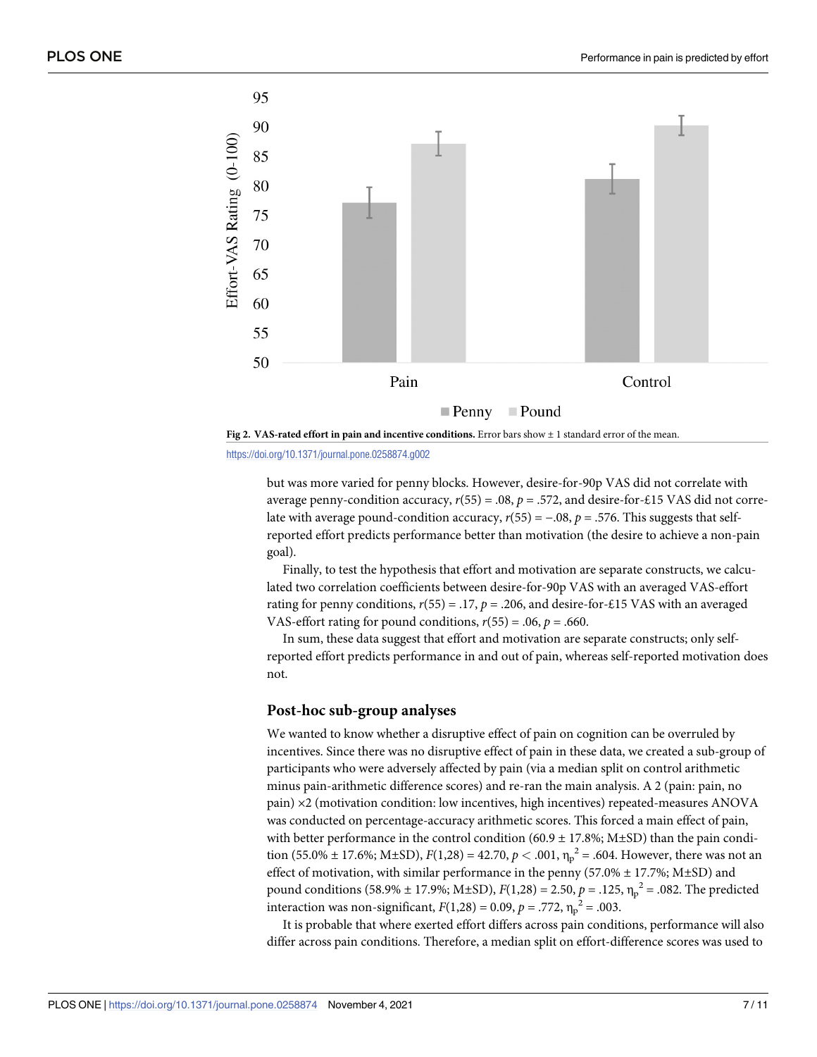Fig 2. VAS-rated effort in pain and incentive conditions. Error bars show ± 1 standard error of the mean.

https://doi.org/10.1371/journal.pone.0258874.g002

but was more varied for penny blocks. However, desire-for-90p VAS did not correlate with average penny-condition accuracy, $r(55) = .08$, $p = .572$, and desire-for-£15 VAS did not correlate with average pound-condition accuracy, $r(55) = -.08$, $p = .576$. This suggests that self-reported effort predicts performance better than motivation (the desire to achieve a non-pain goal).

Finally, to test the hypothesis that effort and motivation are separate constructs, we calculated two correlation coefficients between desire-for-90p VAS with an averaged VAS-effort rating for penny conditions, $r(55) = .17$, $p = .206$, and desire-for-£15 VAS with an averaged VAS-effort rating for pound conditions, $r(55) = .06$, $p = .660$.

In sum, these data suggest that effort and motivation are separate constructs; only self-reported effort predicts performance in and out of pain, whereas self-reported motivation does not.

### Post-hoc sub-group analyses

We wanted to know whether a disruptive effect of pain on cognition can be overruled by incentives. Since there was no disruptive effect of pain in these data, we created a sub-group of participants who were adversely affected by pain (via a median split on control arithmetic minus pain-arithmetic difference scores) and re-ran the main analysis. A 2 (pain: pain, no pain) ×2 (motivation condition: low incentives, high incentives) repeated-measures ANOVA was conducted on percentage-accuracy arithmetic scores. This forced a main effect of pain, with better performance in the control condition (60.9 ± 17.8%; M±SD) than the pain condition (55.0% ± 17.6%; M±SD), $F(1,28) = 42.70$, $p < .001$, $\eta_p^2 = .604$. However, there was not an effect of motivation, with similar performance in the penny (57.0% ± 17.7%; M±SD) and pound conditions (58.9% ± 17.9%; M±SD), $F(1,28) = 2.50$, $p = .125$, $\eta_p^2 = .082$. The predicted interaction was non-significant, $F(1,28) = 0.09$, $p = .772$, $\eta_p^2 = .003$.

It is probable that where exerted effort differs across pain conditions, performance will also differ across pain conditions. Therefore, a median split on effort-difference scores was used to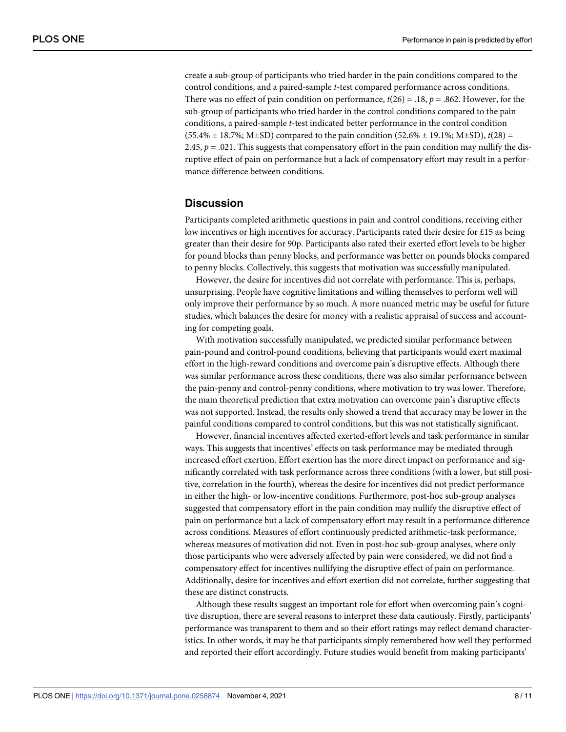create a sub-group of participants who tried harder in the pain conditions compared to the control conditions, and a paired-sample *t*-test compared performance across conditions. There was no effect of pain condition on performance, $t(26) = .18$, $p = .862$. However, for the sub-group of participants who tried harder in the control conditions compared to the pain conditions, a paired-sample *t*-test indicated better performance in the control condition (55.4% ± 18.7%; M±SD) compared to the pain condition (52.6% ± 19.1%; M±SD), $t(28) = 2.45$, $p = .021$. This suggests that compensatory effort in the pain condition may nullify the disruptive effect of pain on performance but a lack of compensatory effort may result in a performance difference between conditions.

## Discussion

Participants completed arithmetic questions in pain and control conditions, receiving either low incentives or high incentives for accuracy. Participants rated their desire for £15 as being greater than their desire for 90p. Participants also rated their exerted effort levels to be higher for pound blocks than penny blocks, and performance was better on pounds blocks compared to penny blocks. Collectively, this suggests that motivation was successfully manipulated.

However, the desire for incentives did not correlate with performance. This is, perhaps, unsurprising. People have cognitive limitations and willing themselves to perform well will only improve their performance by so much. A more nuanced metric may be useful for future studies, which balances the desire for money with a realistic appraisal of success and accounting for competing goals.

With motivation successfully manipulated, we predicted similar performance between pain-pound and control-pound conditions, believing that participants would exert maximal effort in the high-reward conditions and overcome pain's disruptive effects. Although there was similar performance across these conditions, there was also similar performance between the pain-penny and control-penny conditions, where motivation to try was lower. Therefore, the main theoretical prediction that extra motivation can overcome pain's disruptive effects was not supported. Instead, the results only showed a trend that accuracy may be lower in the painful conditions compared to control conditions, but this was not statistically significant.

However, financial incentives affected exerted-effort levels and task performance in similar ways. This suggests that incentives' effects on task performance may be mediated through increased effort exertion. Effort exertion has the more direct impact on performance and significantly correlated with task performance across three conditions (with a lower, but still positive, correlation in the fourth), whereas the desire for incentives did not predict performance in either the high- or low-incentive conditions. Furthermore, post-hoc sub-group analyses suggested that compensatory effort in the pain condition may nullify the disruptive effect of pain on performance but a lack of compensatory effort may result in a performance difference across conditions. Measures of effort continuously predicted arithmetic-task performance, whereas measures of motivation did not. Even in post-hoc sub-group analyses, where only those participants who were adversely affected by pain were considered, we did not find a compensatory effect for incentives nullifying the disruptive effect of pain on performance. Additionally, desire for incentives and effort exertion did not correlate, further suggesting that these are distinct constructs.

Although these results suggest an important role for effort when overcoming pain's cognitive disruption, there are several reasons to interpret these data cautiously. Firstly, participants' performance was transparent to them and so their effort ratings may reflect demand characteristics. In other words, it may be that participants simply remembered how well they performed and reported their effort accordingly. Future studies would benefit from making participants'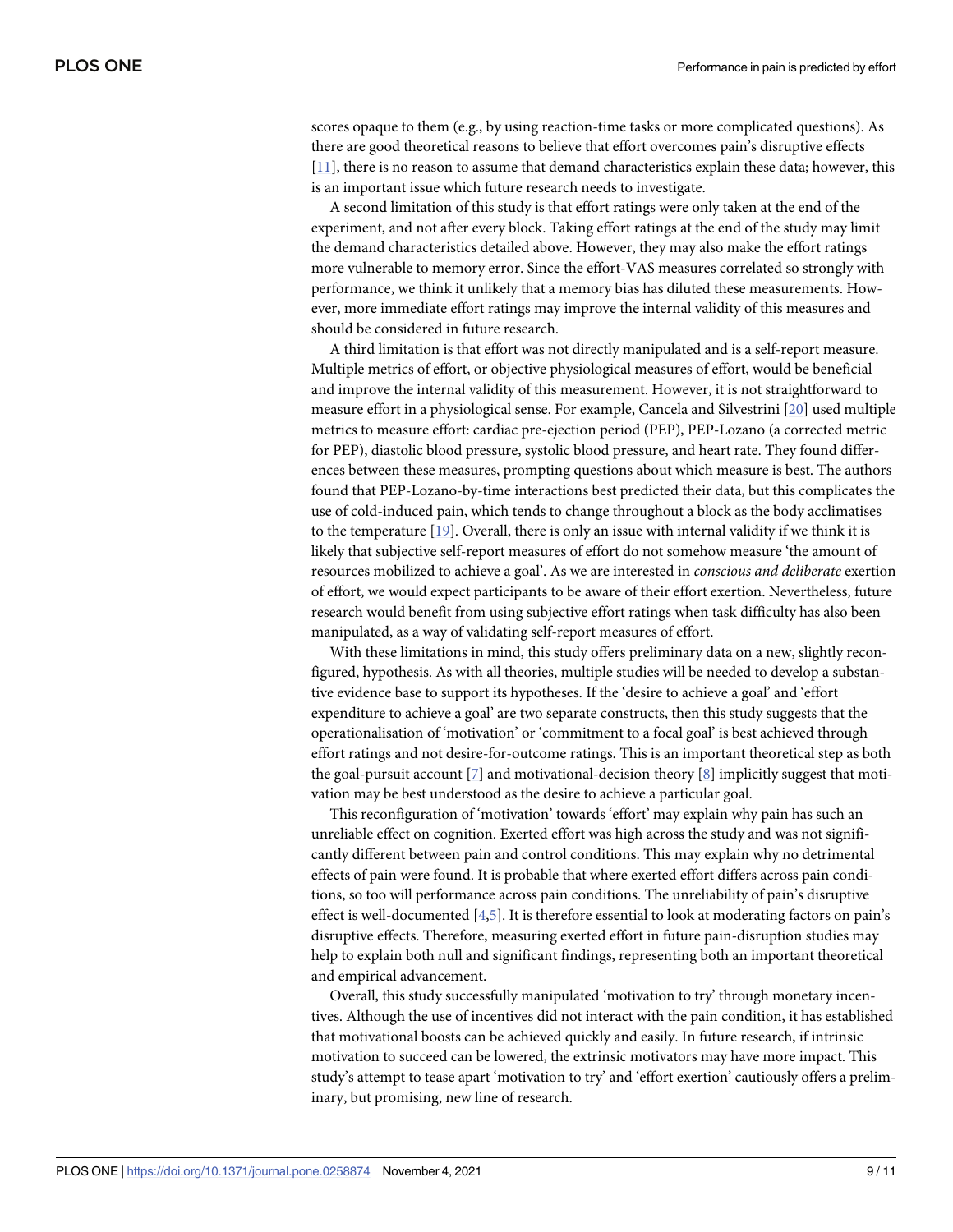scores opaque to them (e.g., by using reaction-time tasks or more complicated questions). As there are good theoretical reasons to believe that effort overcomes pain's disruptive effects [11], there is no reason to assume that demand characteristics explain these data; however, this is an important issue which future research needs to investigate.

A second limitation of this study is that effort ratings were only taken at the end of the experiment, and not after every block. Taking effort ratings at the end of the study may limit the demand characteristics detailed above. However, they may also make the effort ratings more vulnerable to memory error. Since the effort-VAS measures correlated so strongly with performance, we think it unlikely that a memory bias has diluted these measurements. However, more immediate effort ratings may improve the internal validity of this measures and should be considered in future research.

A third limitation is that effort was not directly manipulated and is a self-report measure. Multiple metrics of effort, or objective physiological measures of effort, would be beneficial and improve the internal validity of this measurement. However, it is not straightforward to measure effort in a physiological sense. For example, Cancela and Silvestrini [20] used multiple metrics to measure effort: cardiac pre-ejection period (PEP), PEP-Lozano (a corrected metric for PEP), diastolic blood pressure, systolic blood pressure, and heart rate. They found differences between these measures, prompting questions about which measure is best. The authors found that PEP-Lozano-by-time interactions best predicted their data, but this complicates the use of cold-induced pain, which tends to change throughout a block as the body acclimatises to the temperature [19]. Overall, there is only an issue with internal validity if we think it is likely that subjective self-report measures of effort do not somehow measure 'the amount of resources mobilized to achieve a goal'. As we are interested in *conscious and deliberate* exertion of effort, we would expect participants to be aware of their effort exertion. Nevertheless, future research would benefit from using subjective effort ratings when task difficulty has also been manipulated, as a way of validating self-report measures of effort.

With these limitations in mind, this study offers preliminary data on a new, slightly reconfigured, hypothesis. As with all theories, multiple studies will be needed to develop a substantive evidence base to support its hypotheses. If the 'desire to achieve a goal' and 'effort expenditure to achieve a goal' are two separate constructs, then this study suggests that the operationalisation of 'motivation' or 'commitment to a focal goal' is best achieved through effort ratings and not desire-for-outcome ratings. This is an important theoretical step as both the goal-pursuit account [7] and motivational-decision theory [8] implicitly suggest that motivation may be best understood as the desire to achieve a particular goal.

This reconfiguration of 'motivation' towards 'effort' may explain why pain has such an unreliable effect on cognition. Exerted effort was high across the study and was not significantly different between pain and control conditions. This may explain why no detrimental effects of pain were found. It is probable that where exerted effort differs across pain conditions, so too will performance across pain conditions. The unreliability of pain's disruptive effect is well-documented [4,5]. It is therefore essential to look at moderating factors on pain's disruptive effects. Therefore, measuring exerted effort in future pain-disruption studies may help to explain both null and significant findings, representing both an important theoretical and empirical advancement.

Overall, this study successfully manipulated 'motivation to try' through monetary incentives. Although the use of incentives did not interact with the pain condition, it has established that motivational boosts can be achieved quickly and easily. In future research, if intrinsic motivation to succeed can be lowered, the extrinsic motivators may have more impact. This study's attempt to tease apart 'motivation to try' and 'effort exertion' cautiously offers a preliminary, but promising, new line of research.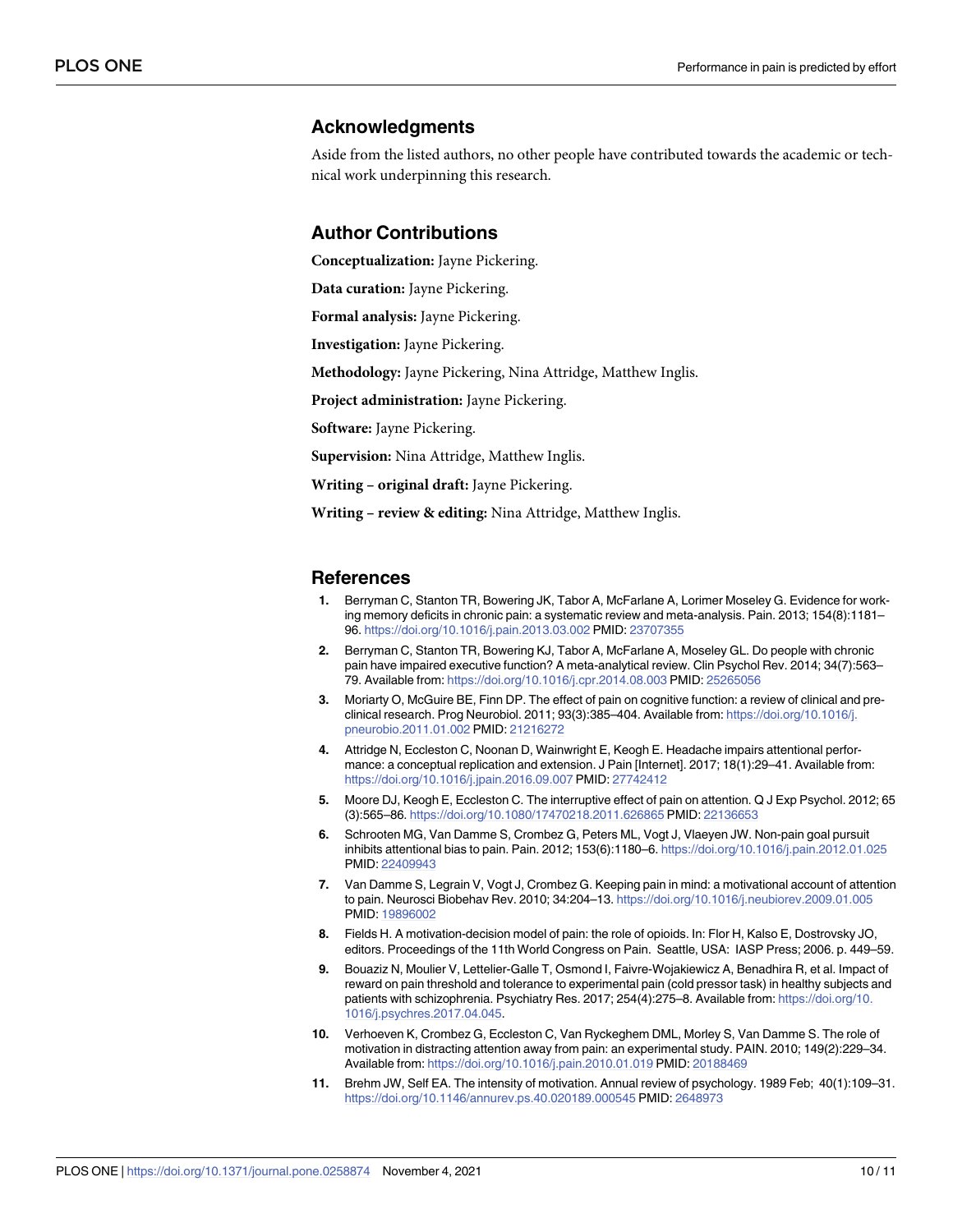## Acknowledgments

Aside from the listed authors, no other people have contributed towards the academic or technical work underpinning this research.

## Author Contributions

**Conceptualization:** Jayne Pickering.

**Data curation:** Jayne Pickering.

**Formal analysis:** Jayne Pickering.

**Investigation:** Jayne Pickering.

**Methodology:** Jayne Pickering, Nina Attridge, Matthew Inglis.

**Project administration:** Jayne Pickering.

**Software:** Jayne Pickering.

**Supervision:** Nina Attridge, Matthew Inglis.

**Writing – original draft:** Jayne Pickering.

**Writing – review & editing:** Nina Attridge, Matthew Inglis.

## References

1. Berryman C, Stanton TR, Bowering JK, Tabor A, McFarlane A, Lorimer Moseley G. Evidence for working memory deficits in chronic pain: a systematic review and meta-analysis. Pain. 2013; 154(8):1181–96. https://doi.org/10.1016/j.pain.2013.03.002 PMID: 23707355
2. Berryman C, Stanton TR, Bowering KJ, Tabor A, McFarlane A, Moseley GL. Do people with chronic pain have impaired executive function? A meta-analytical review. Clin Psychol Rev. 2014; 34(7):563–79. Available from: https://doi.org/10.1016/j.cpr.2014.08.003 PMID: 25265056
3. Moriarty O, McGuire BE, Finn DP. The effect of pain on cognitive function: a review of clinical and preclinical research. Prog Neurobiol. 2011; 93(3):385–404. Available from: https://doi.org/10.1016/j.pneurobio.2011.01.002 PMID: 21216272
4. Attridge N, Eccleston C, Noonan D, Wainwright E, Keogh E. Headache impairs attentional performance: a conceptual replication and extension. J Pain [Internet]. 2017; 18(1):29–41. Available from: https://doi.org/10.1016/j.jpain.2016.09.007 PMID: 27742412
5. Moore DJ, Keogh E, Eccleston C. The interruptive effect of pain on attention. Q J Exp Psychol. 2012; 65 (3):565–86. https://doi.org/10.1080/17470218.2011.626865 PMID: 22136653
6. Schrooten MG, Van Damme S, Crombez G, Peters ML, Vogt J, Vlaeyen JW. Non-pain goal pursuit inhibits attentional bias to pain. Pain. 2012; 153(6):1180–6. https://doi.org/10.1016/j.pain.2012.01.025 PMID: 22409943
7. Van Damme S, Legrain V, Vogt J, Crombez G. Keeping pain in mind: a motivational account of attention to pain. Neurosci Biobehav Rev. 2010; 34:204–13. https://doi.org/10.1016/j.neubiorev.2009.01.005 PMID: 19896002
8. Fields H. A motivation-decision model of pain: the role of opioids. In: Flor H, Kalso E, Dostrovsky JO, editors. Proceedings of the 11th World Congress on Pain. Seattle, USA: IASP Press; 2006. p. 449–59.
9. Bouaziz N, Moulier V, Lettelier-Galle T, Osmond I, Faivre-Wojakiewicz A, Benadhira R, et al. Impact of reward on pain threshold and tolerance to experimental pain (cold pressor task) in healthy subjects and patients with schizophrenia. Psychiatry Res. 2017; 254(4):275–8. Available from: https://doi.org/10.1016/j.psychres.2017.04.045.
10. Verhoeven K, Crombez G, Eccleston C, Van Ryckeghem DML, Morley S, Van Damme S. The role of motivation in distracting attention away from pain: an experimental study. PAIN. 2010; 149(2):229–34. Available from: https://doi.org/10.1016/j.pain.2010.01.019 PMID: 20188469
11. Brehm JW, Self EA. The intensity of motivation. Annual review of psychology. 1989 Feb; 40(1):109–31. https://doi.org/10.1146/annurev.ps.40.020189.000545 PMID: 2648973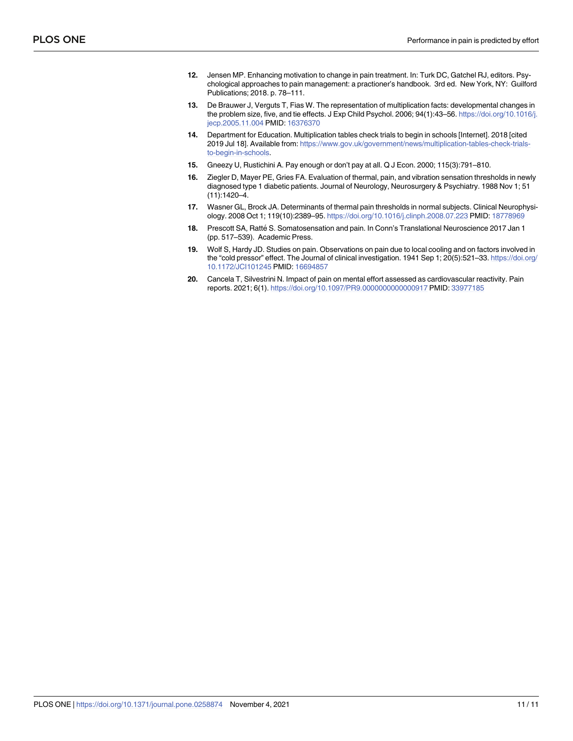12. Jensen MP. Enhancing motivation to change in pain treatment. In: Turk DC, Gatchel RJ, editors. Psychological approaches to pain management: a practioner's handbook. 3rd ed. New York, NY: Guilford Publications; 2018. p. 78–111.
13. De Brauwer J, Verguts T, Fias W. The representation of multiplication facts: developmental changes in the problem size, five, and tie effects. J Exp Child Psychol. 2006; 94(1):43–56. https://doi.org/10.1016/j.jecp.2005.11.004 PMID: 16376370
14. Department for Education. Multiplication tables check trials to begin in schools [Internet]. 2018 [cited 2019 Jul 18]. Available from: https://www.gov.uk/government/news/multiplication-tables-check-trials-to-begin-in-schools.
15. Gneezy U, Rustichini A. Pay enough or don't pay at all. Q J Econ. 2000; 115(3):791–810.
16. Ziegler D, Mayer PE, Gries FA. Evaluation of thermal, pain, and vibration sensation thresholds in newly diagnosed type 1 diabetic patients. Journal of Neurology, Neurosurgery & Psychiatry. 1988 Nov 1; 51 (11):1420–4.
17. Wasner GL, Brock JA. Determinants of thermal pain thresholds in normal subjects. Clinical Neurophysiology. 2008 Oct 1; 119(10):2389–95. https://doi.org/10.1016/j.clinph.2008.07.223 PMID: 18778969
18. Prescott SA, Ratté S. Somatosensation and pain. In Conn's Translational Neuroscience 2017 Jan 1 (pp. 517–539). Academic Press.
19. Wolf S, Hardy JD. Studies on pain. Observations on pain due to local cooling and on factors involved in the "cold pressor" effect. The Journal of clinical investigation. 1941 Sep 1; 20(5):521–33. https://doi.org/10.1172/JCI101245 PMID: 16694857
20. Cancela T, Silvestrini N. Impact of pain on mental effort assessed as cardiovascular reactivity. Pain reports. 2021; 6(1). https://doi.org/10.1097/PR9.0000000000000917 PMID: 33977185